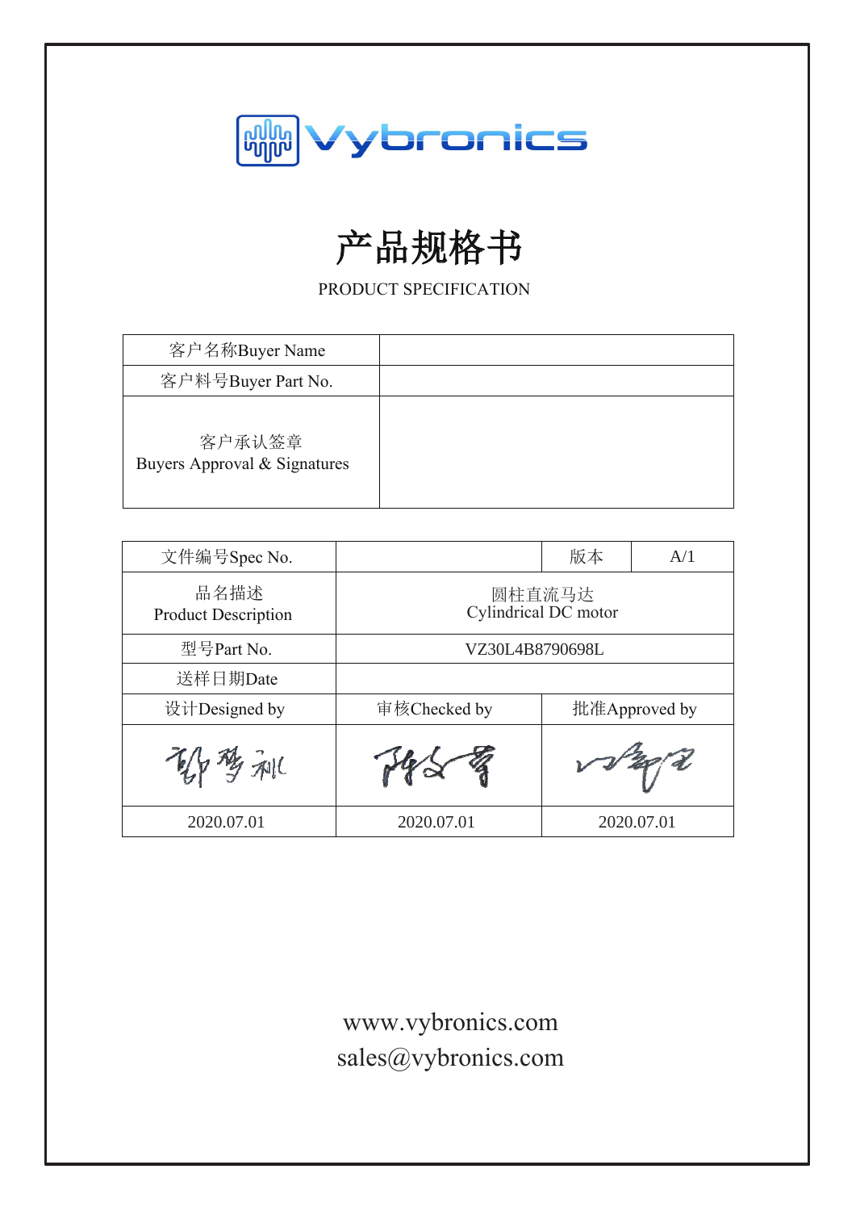Vybronics

# 产品规格书

PRODUCT SPECIFICATION

| 客户名称Buyer Name | |
|---|---|
| 客户料号Buyer Part No. | |
| 客户承认签章<br>Buyers Approval & Signatures | |

| 文件编号Spec No. | | 版本 | A/1 |
|---|---|---|---|
| 品名描述<br>Product Description | 圆柱直流马达<br>Cylindrical DC motor | | |
| 型号Part No. | VZ30L4B8790698L | | |
| 送样日期Date | | | |
| 设计Designed by | 审核Checked by | 批准Approved by | |
| | | | |
| 2020.07.01 | 2020.07.01 | 2020.07.01 | |

www.vybronics.com
sales@vybronics.com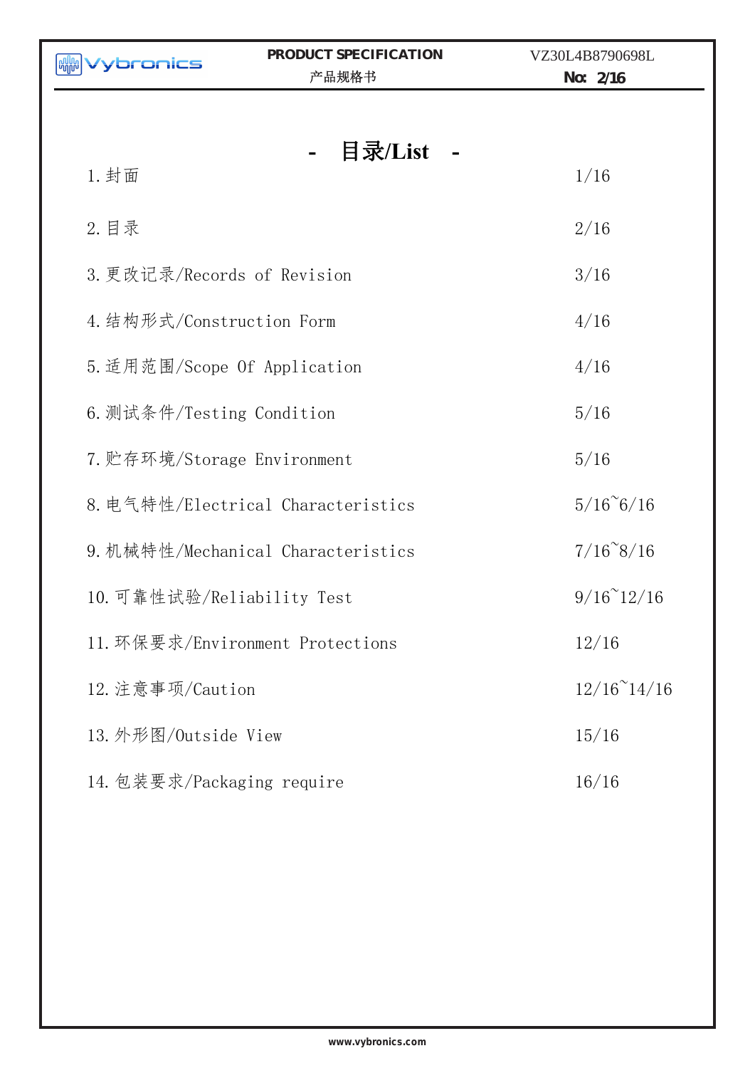# - 目录/List -

| | |
|---|---|
| 1. 封面 | 1/16 |
| 2. 目录 | 2/16 |
| 3. 更改记录/Records of Revision | 3/16 |
| 4. 结构形式/Construction Form | 4/16 |
| 5. 适用范围/Scope Of Application | 4/16 |
| 6. 测试条件/Testing Condition | 5/16 |
| 7. 贮存环境/Storage Environment | 5/16 |
| 8. 电气特性/Electrical Characteristics | 5/16~6/16 |
| 9. 机械特性/Mechanical Characteristics | 7/16~8/16 |
| 10. 可靠性试验/Reliability Test | 9/16~12/16 |
| 11. 环保要求/Environment Protections | 12/16 |
| 12. 注意事项/Caution | 12/16~14/16 |
| 13. 外形图/Outside View | 15/16 |
| 14. 包装要求/Packaging require | 16/16 |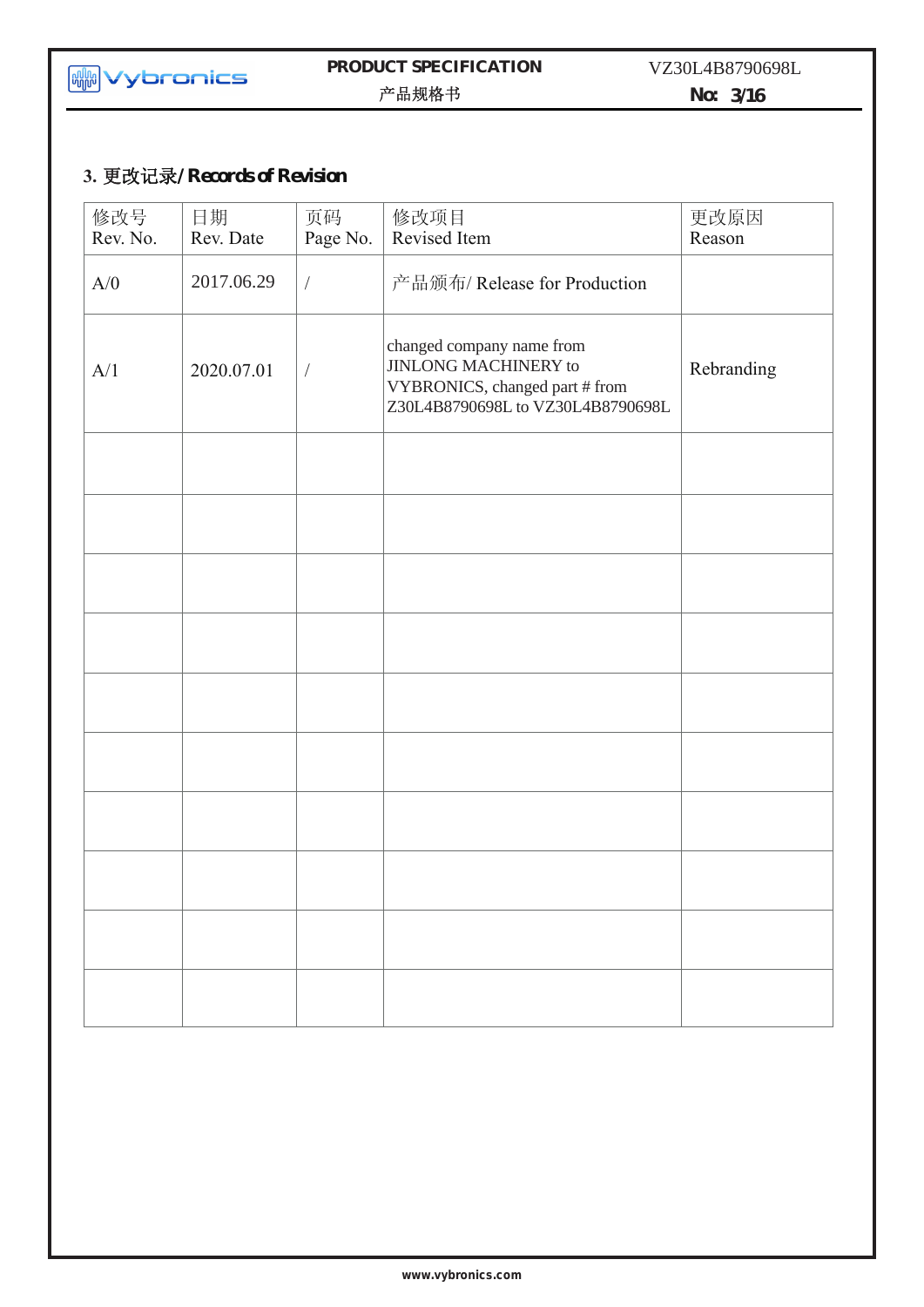## 3. 更改记录/ Records of Revision

| 修改号 Rev. No. | 日期 Rev. Date | 页码 Page No. | 修改项目 Revised Item | 更改原因 Reason |
|---|---|---|---|---|
| A/0 | 2017.06.29 | / | 产品颁布/ Release for Production | |
| A/1 | 2020.07.01 | / | changed company name from JINLONG MACHINERY to VYBRONICS, changed part # from Z30L4B8790698L to VZ30L4B8790698L | Rebranding |
| | | | | |
| | | | | |
| | | | | |
| | | | | |
| | | | | |
| | | | | |
| | | | | |
| | | | | |
| | | | | |
| | | | | |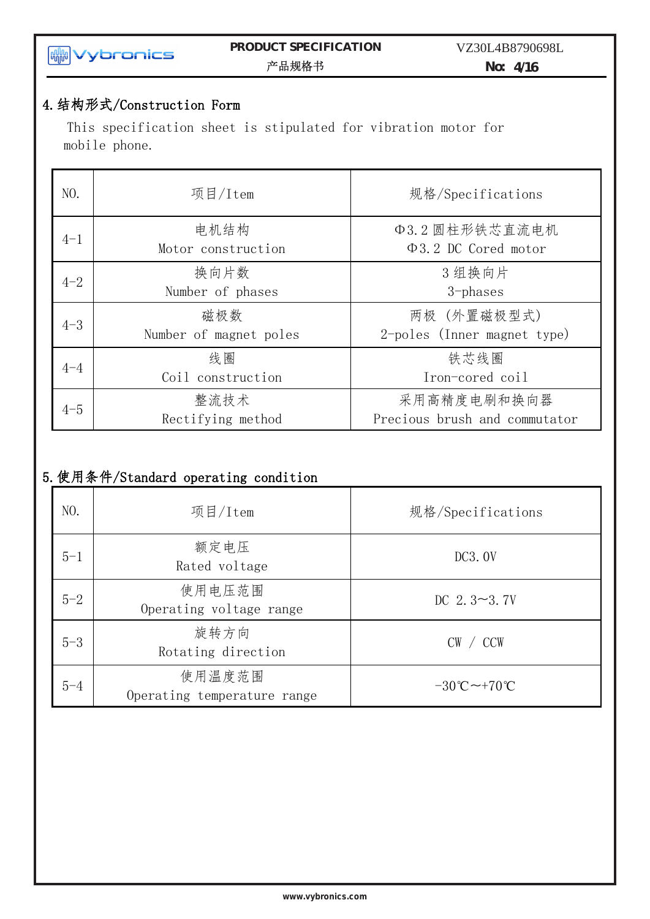## 4. 结构形式/Construction Form

This specification sheet is stipulated for vibration motor for mobile phone.

| NO. | 项目/Item | 规格/Specifications |
|---|---|---|
| 4-1 | 电机结构<br>Motor construction | Φ3.2 圆柱形铁芯直流电机<br>Φ3.2 DC Cored motor |
| 4-2 | 换向片数<br>Number of phases | 3 组换向片<br>3-phases |
| 4-3 | 磁极数<br>Number of magnet poles | 两极 (外置磁极型式)<br>2-poles (Inner magnet type) |
| 4-4 | 线圈<br>Coil construction | 铁芯线圈<br>Iron-cored coil |
| 4-5 | 整流技术<br>Rectifying method | 采用高精度电刷和换向器<br>Precious brush and commutator |

## 5. 使用条件/Standard operating condition

| NO. | 项目/Item | 规格/Specifications |
|---|---|---|
| 5-1 | 额定电压<br>Rated voltage | DC3.0V |
| 5-2 | 使用电压范围<br>Operating voltage range | DC 2.3~3.7V |
| 5-3 | 旋转方向<br>Rotating direction | CW / CCW |
| 5-4 | 使用温度范围<br>Operating temperature range | -30℃~+70℃ |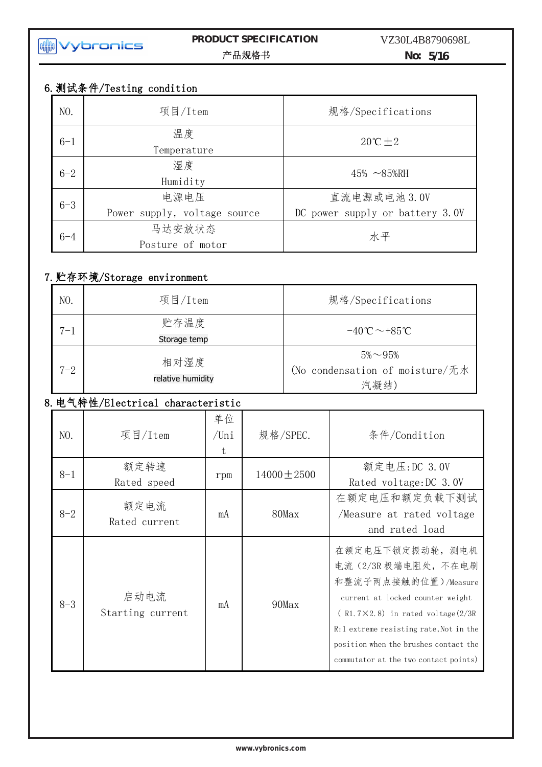## 6.测试条件/Testing condition

| NO. | 项目/Item | 规格/Specifications |
|---|---|---|
| 6-1 | 温度<br>Temperature | 20℃±2 |
| 6-2 | 湿度<br>Humidity | 45% ～85%RH |
| 6-3 | 电源电压<br>Power supply, voltage source | 直流电源或电池 3.0V<br>DC power supply or battery 3.0V |
| 6-4 | 马达安放状态<br>Posture of motor | 水平 |

## 7.贮存环境/Storage environment

| NO. | 项目/Item | 规格/Specifications |
|---|---|---|
| 7-1 | 贮存温度<br>Storage temp | -40℃～+85℃ |
| 7-2 | 相对湿度<br>relative humidity | 5%～95%<br>(No condensation of moisture/无水汽凝结) |

## 8.电气特性/Electrical characteristic

| NO. | 项目/Item | 单位/Unit | 规格/SPEC. | 条件/Condition |
|---|---|---|---|---|
| 8-1 | 额定转速<br>Rated speed | rpm | 14000±2500 | 额定电压:DC 3.0V<br>Rated voltage:DC 3.0V |
| 8-2 | 额定电流<br>Rated current | mA | 80Max | 在额定电压和额定负载下测试<br>/Measure at rated voltage and rated load |
| 8-3 | 启动电流<br>Starting current | mA | 90Max | 在额定电压下锁定振动轮，测电机电流（2/3R 极端电阻处，不在电刷和整流子两点接触的位置）/Measure current at locked counter weight ( R1.7×2.8) in rated voltage(2/3R R:1 extreme resisting rate,Not in the position when the brushes contact the commutator at the two contact points) |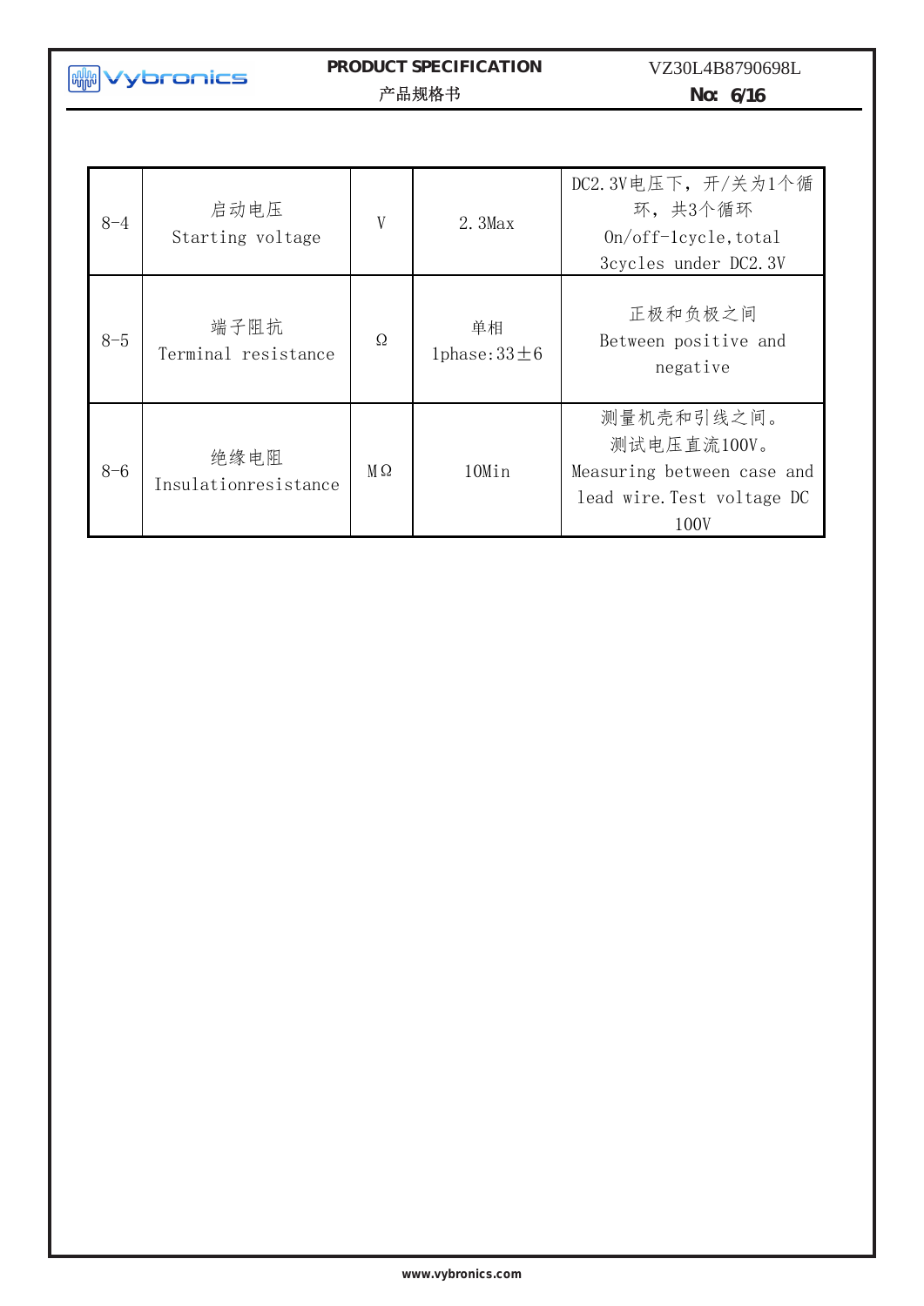| 8-4 | 启动电压 Starting voltage | V | 2.3Max | DC2.3V电压下，开/关为1个循环，共3个循环 On/off-1cycle,total 3cycles under DC2.3V |
|---|---|---|---|---|
| 8-5 | 端子阻抗 Terminal resistance | Ω | 单相 1phase:33±6 | 正极和负极之间 Between positive and negative |
| 8-6 | 绝缘电阻 Insulationresistance | MΩ | 10Min | 测量机壳和引线之间。测试电压直流100V。 Measuring between case and lead wire.Test voltage DC 100V |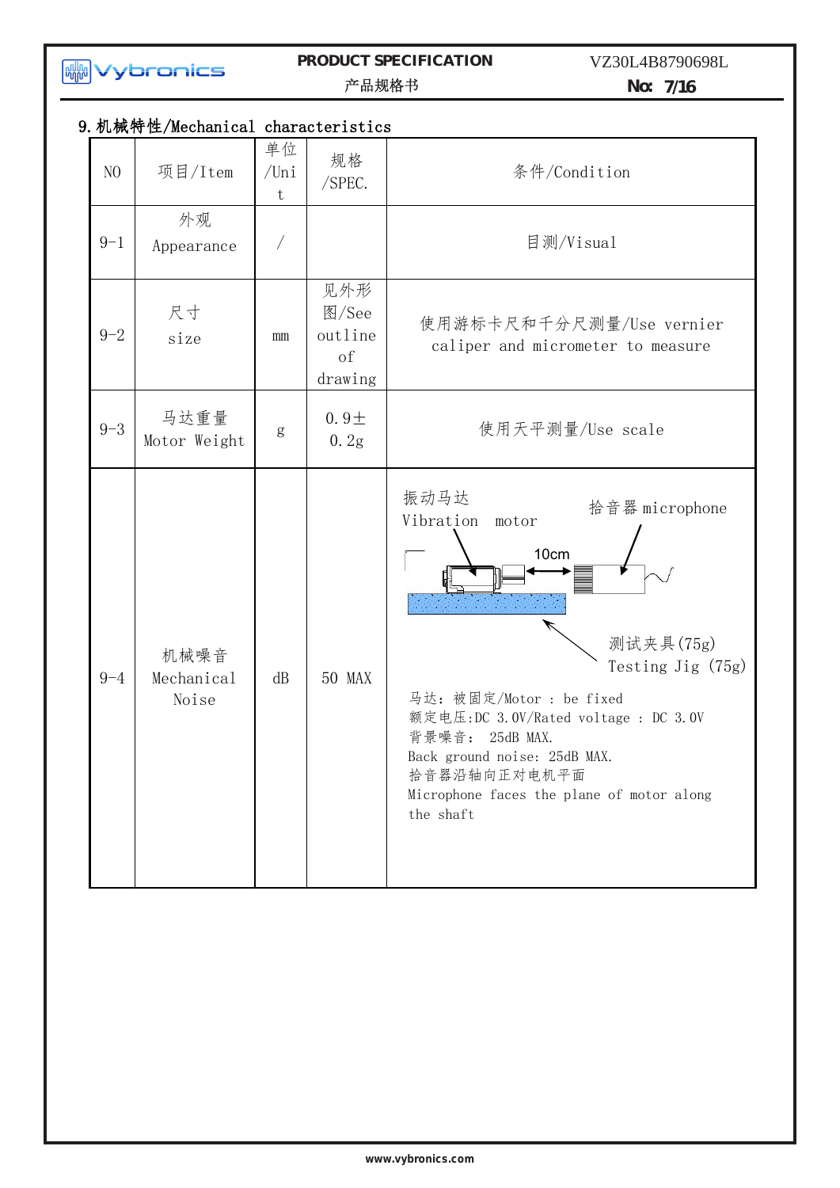## 9. 机械特性/Mechanical characteristics

| NO | 项目/Item | 单位/Unit | 规格/SPEC. | 条件/Condition |
|---|---|---|---|---|
| 9-1 | 外观 Appearance | / | | 目测/Visual |
| 9-2 | 尺寸 size | mm | 见外形图/See outline of drawing | 使用游标卡尺和千分尺测量/Use vernier caliper and micrometer to measure |
| 9-3 | 马达重量 Motor Weight | g | 0.9±0.2g | 使用天平测量/Use scale |
| 9-4 | 机械噪音 Mechanical Noise | dB | 50 MAX | 振动马达 Vibration motor; 拾音器 microphone; 10cm; 测试夹具(75g) Testing Jig (75g)<br>马达：被固定/Motor : be fixed<br>额定电压:DC 3.0V/Rated voltage : DC 3.0V<br>背景噪音： 25dB MAX.<br>Back ground noise: 25dB MAX.<br>拾音器沿轴向正对电机平面<br>Microphone faces the plane of motor along the shaft |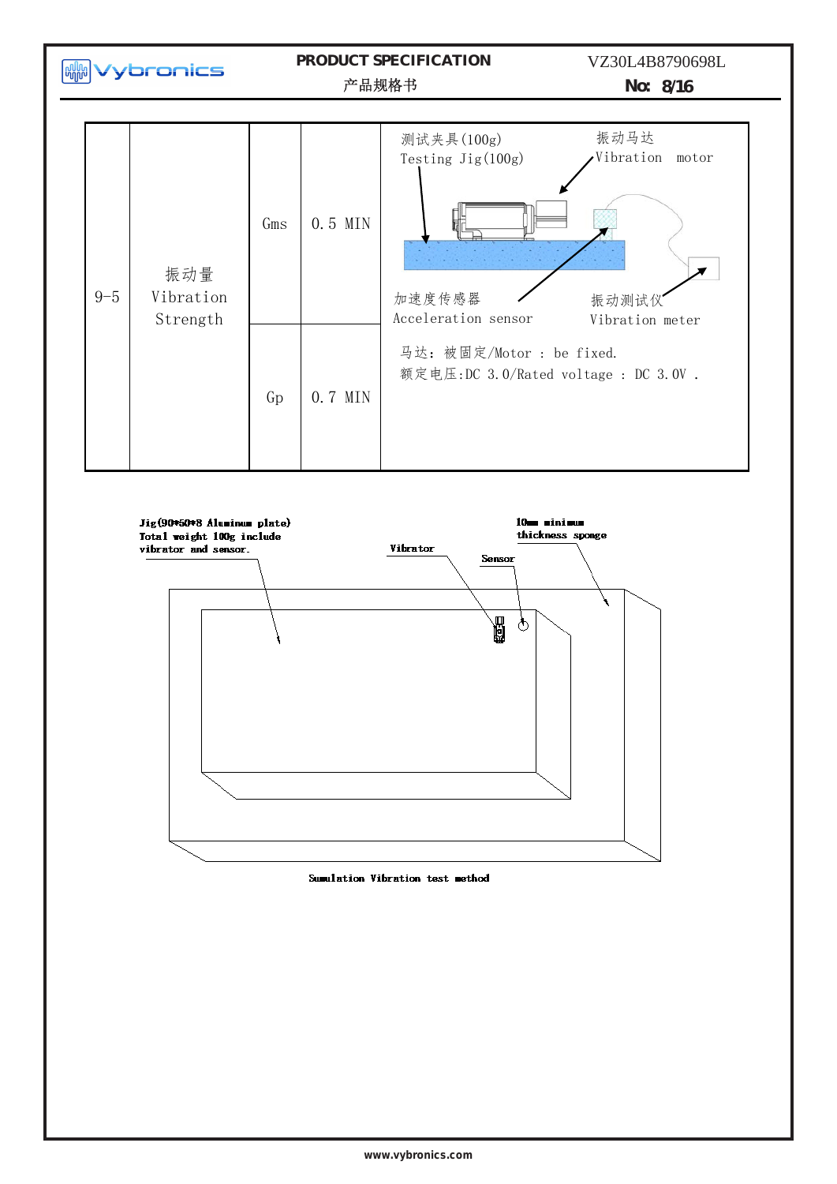| | | | | |
|---|---|---|---|---|
| 9-5 | 振动量<br>Vibration Strength | Gms | 0.5 MIN | 测试夹具(100g)<br>Testing Jig(100g)<br>振动马达<br>Vibration motor<br>加速度传感器<br>Acceleration sensor<br>振动测试仪<br>Vibration meter<br>马达：被固定/Motor : be fixed.<br>额定电压:DC 3.0/Rated voltage : DC 3.0V . |
| | | Gp | 0.7 MIN | |

Jig(90*50*8 Aluminum plate)
Total weight 100g include vibrator and sensor.

Vibrator

Sensor

10mm minimum thickness sponge

Sumulation Vibration test method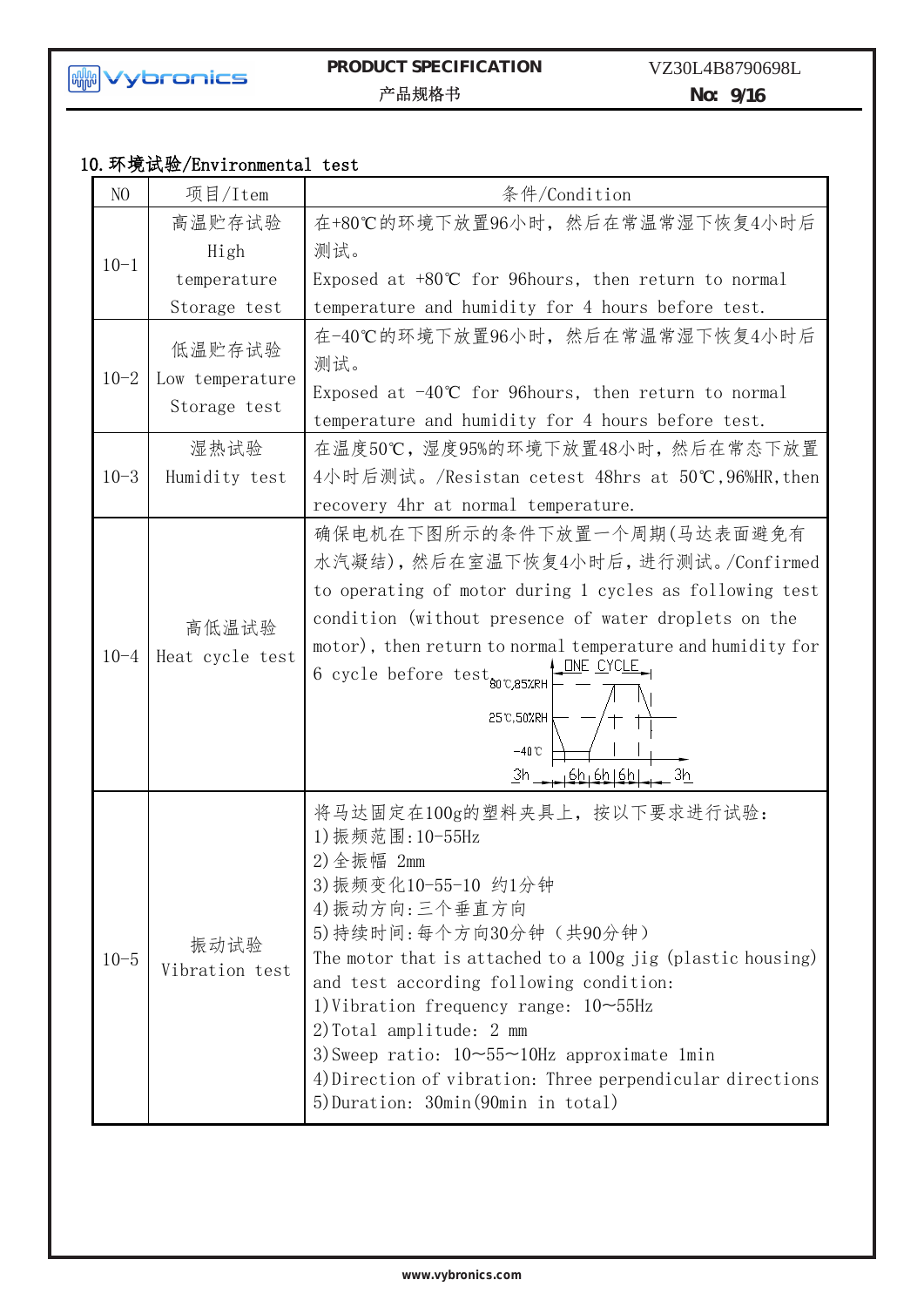## 10.环境试验/Environmental test

| NO | 项目/Item | 条件/Condition |
|---|---|---|
| 10-1 | 高温贮存试验 High temperature Storage test | 在+80℃的环境下放置96小时，然后在常温常湿下恢复4小时后测试。 Exposed at +80℃ for 96hours, then return to normal temperature and humidity for 4 hours before test. |
| 10-2 | 低温贮存试验 Low temperature Storage test | 在-40℃的环境下放置96小时，然后在常温常湿下恢复4小时后测试。 Exposed at -40℃ for 96hours, then return to normal temperature and humidity for 4 hours before test. |
| 10-3 | 湿热试验 Humidity test | 在温度50℃，湿度95%的环境下放置48小时，然后在常态下放置4小时后测试。/Resistan cetest 48hrs at 50℃,96%HR,then recovery 4hr at normal temperature. |
| 10-4 | 高低温试验 Heat cycle test | 确保电机在下图所示的条件下放置一个周期(马达表面避免有水汽凝结)，然后在室温下恢复4小时后，进行测试。/Confirmed to operating of motor during 1 cycles as following test condition (without presence of water droplets on the motor), then return to normal temperature and humidity for 6 cycle before test.<br>ONE CYCLE; 80℃,85%RH; 25℃,50%RH; -40℃; 3h, 6h, 6h, 6h, 3h |
| 10-5 | 振动试验 Vibration test | 将马达固定在100g的塑料夹具上，按以下要求进行试验：<br>1)振频范围:10-55Hz<br>2)全振幅 2mm<br>3)振频变化10-55-10 约1分钟<br>4)振动方向:三个垂直方向<br>5)持续时间:每个方向30分钟（共90分钟）<br>The motor that is attached to a 100g jig (plastic housing) and test according following condition:<br>1)Vibration frequency range: 10~55Hz<br>2)Total amplitude: 2 mm<br>3)Sweep ratio: 10~55~10Hz approximate 1min<br>4)Direction of vibration: Three perpendicular directions<br>5)Duration: 30min(90min in total) |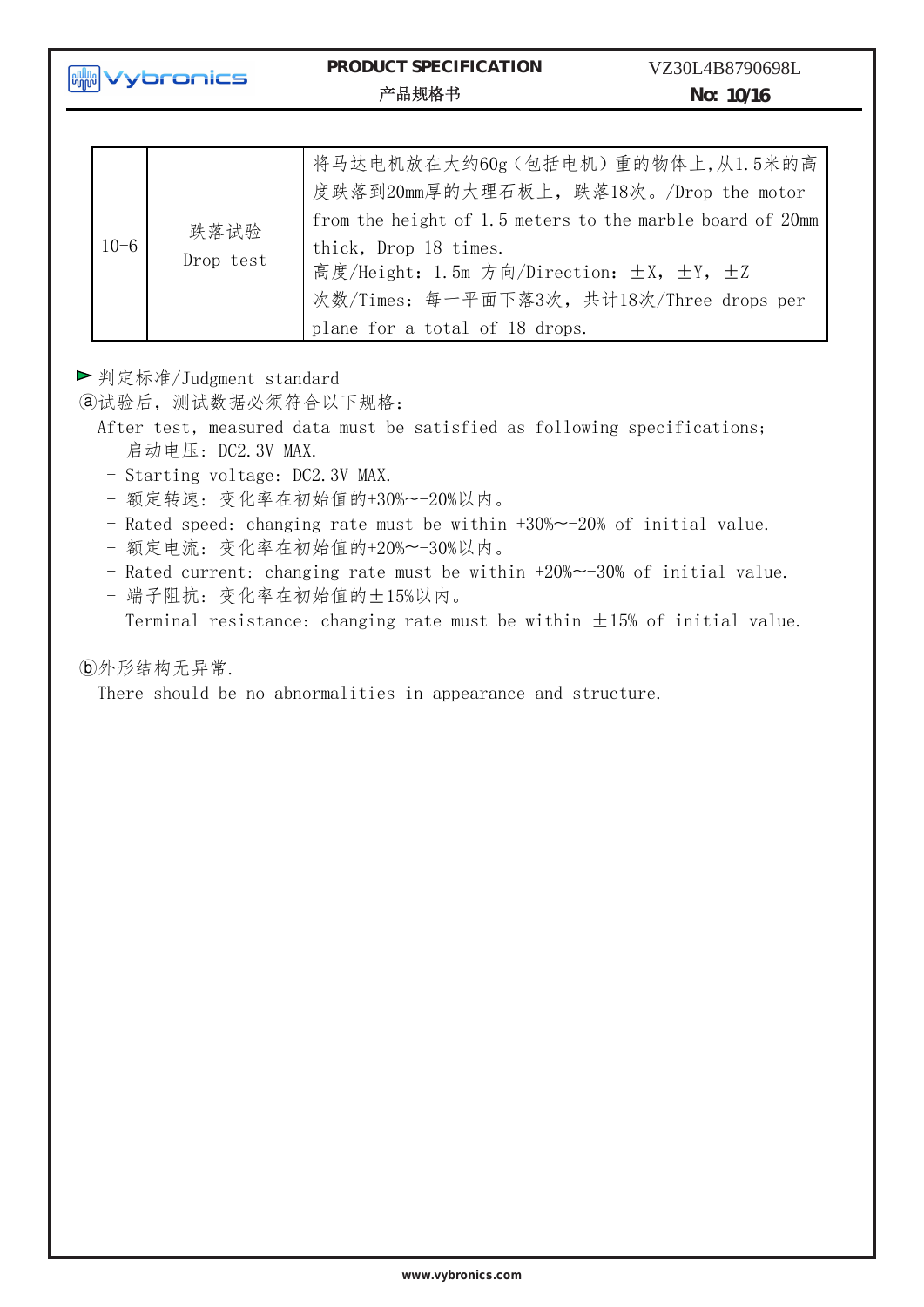| 10-6 | 跌落试验<br>Drop test | 将马达电机放在大约60g（包括电机）重的物体上,从1.5米的高度跌落到20mm厚的大理石板上，跌落18次。/Drop the motor from the height of 1.5 meters to the marble board of 20mm thick, Drop 18 times.<br>高度/Height：1.5m 方向/Direction：±X，±Y，±Z<br>次数/Times：每一平面下落3次，共计18次/Three drops per plane for a total of 18 drops. |
|---|---|---|

► 判定标准/Judgment standard

ⓐ试验后，测试数据必须符合以下规格：

After test, measured data must be satisfied as following specifications;

- 启动电压：DC2.3V MAX.
- Starting voltage: DC2.3V MAX.
- 额定转速：变化率在初始值的+30%~-20%以内。
- Rated speed: changing rate must be within +30%~-20% of initial value.
- 额定电流：变化率在初始值的+20%~-30%以内。
- Rated current: changing rate must be within +20%~-30% of initial value.
- 端子阻抗：变化率在初始值的±15%以内。
- Terminal resistance: changing rate must be within ±15% of initial value.

ⓑ外形结构无异常.

There should be no abnormalities in appearance and structure.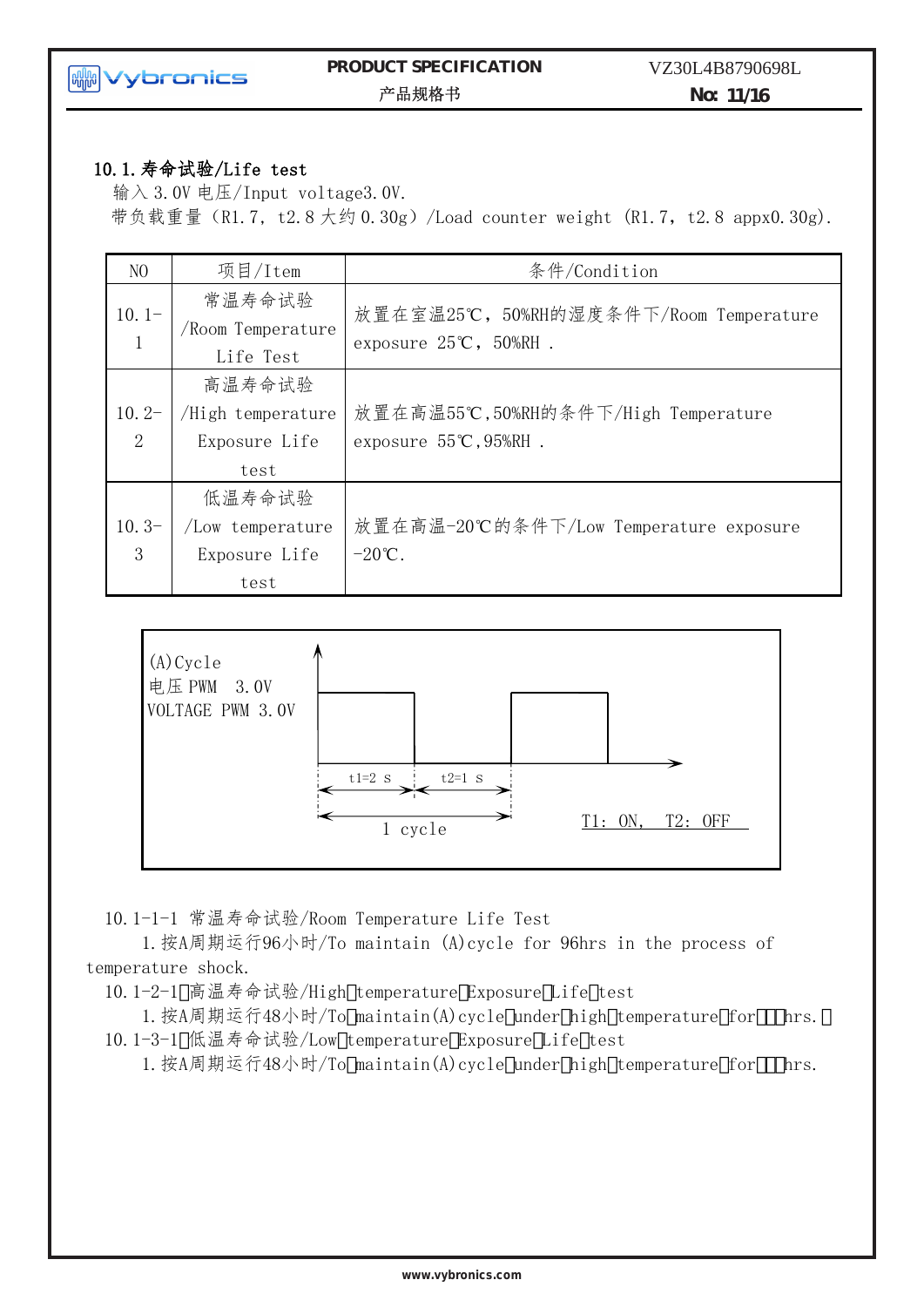### 10.1.寿命试验/Life test

输入 3.0V 电压/Input voltage3.0V.

带负载重量（R1.7，t2.8 大约 0.30g）/Load counter weight (R1.7，t2.8 appx0.30g).

| NO | 项目/Item | 条件/Condition |
|---|---|---|
| 10.1-1 | 常温寿命试验 /Room Temperature Life Test | 放置在室温25℃，50%RH的湿度条件下/Room Temperature exposure 25℃，50%RH . |
| 10.2-2 | 高温寿命试验 /High temperature Exposure Life test | 放置在高温55℃,50%RH的条件下/High Temperature exposure 55℃,95%RH . |
| 10.3-3 | 低温寿命试验 /Low temperature Exposure Life test | 放置在高温-20℃的条件下/Low Temperature exposure -20℃. |

(A)Cycle
电压 PWM 3.0V
VOLTAGE PWM 3.0V

t1=2 s　t2=1 s

1 cycle

T1: ON, T2: OFF

10.1-1-1 常温寿命试验/Room Temperature Life Test

1.按A周期运行96小时/To maintain (A)cycle for 96hrs in the process of temperature shock.

10.1-2-1 高温寿命试验/High temperature Exposure Life test

1.按A周期运行48小时/To maintain(A)cycle under high temperature for hrs.

10.1-3-1 低温寿命试验/Low temperature Exposure Life test

1.按A周期运行48小时/To maintain(A)cycle under high temperature for hrs.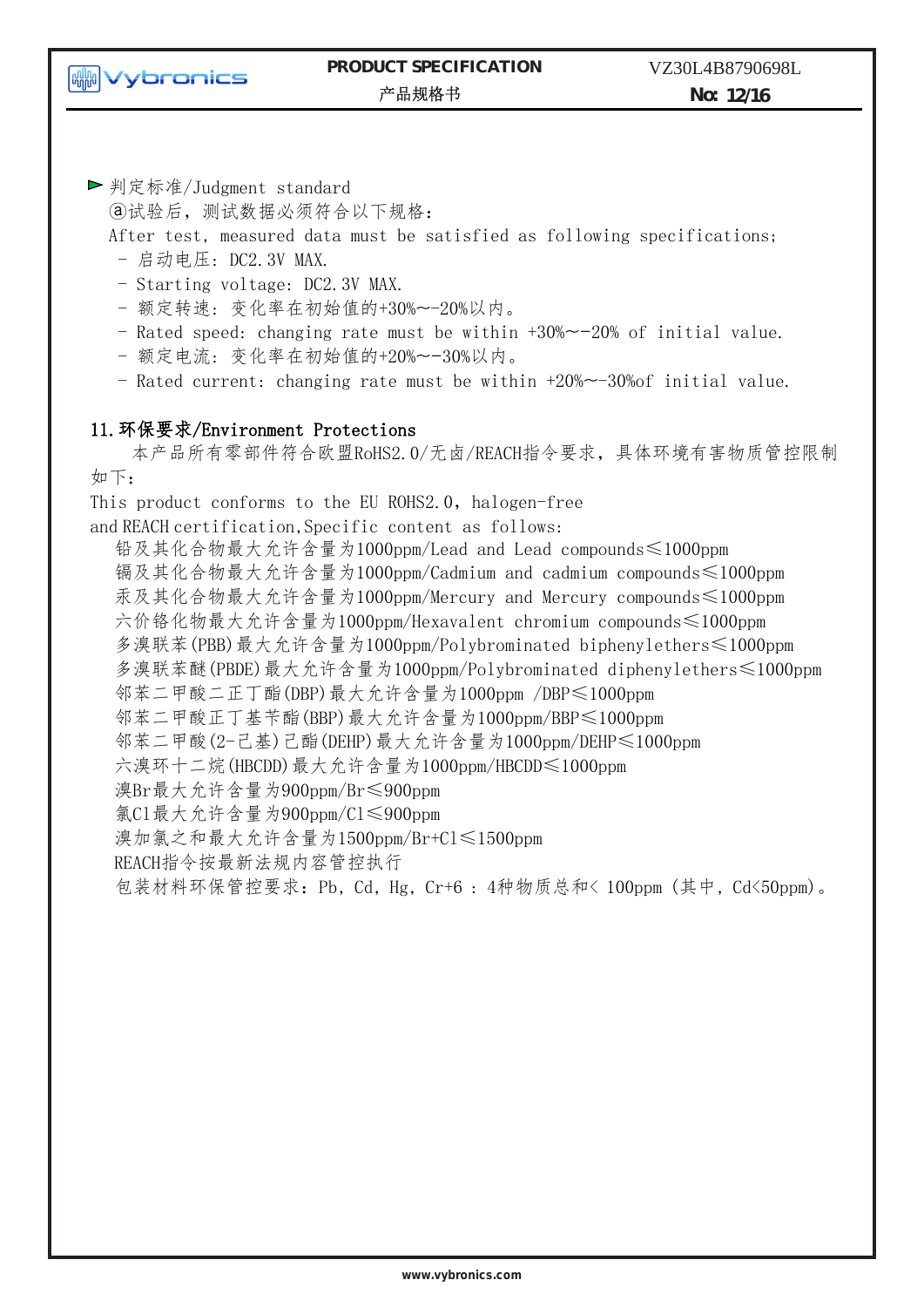► 判定标准/Judgment standard

ⓐ试验后，测试数据必须符合以下规格：

After test, measured data must be satisfied as following specifications;

- 启动电压：DC2.3V MAX.
- Starting voltage: DC2.3V MAX.
- 额定转速：变化率在初始值的+30%~-20%以内。
- Rated speed: changing rate must be within +30%~-20% of initial value.
- 额定电流：变化率在初始值的+20%~-30%以内。
- Rated current: changing rate must be within +20%~-30%of initial value.

## 11.环保要求/Environment Protections

本产品所有零部件符合欧盟RoHS2.0/无卤/REACH指令要求，具体环境有害物质管控限制如下：

This product conforms to the EU ROHS2.0, halogen-free and REACH certification,Specific content as follows:

铅及其化合物最大允许含量为1000ppm/Lead and Lead compounds≤1000ppm

镉及其化合物最大允许含量为1000ppm/Cadmium and cadmium compounds≤1000ppm

汞及其化合物最大允许含量为1000ppm/Mercury and Mercury compounds≤1000ppm

六价铬化物最大允许含量为1000ppm/Hexavalent chromium compounds≤1000ppm

多溴联苯(PBB)最大允许含量为1000ppm/Polybrominated biphenylethers≤1000ppm

多溴联苯醚(PBDE)最大允许含量为1000ppm/Polybrominated diphenylethers≤1000ppm

邻苯二甲酸二正丁酯(DBP)最大允许含量为1000ppm /DBP≤1000ppm

邻苯二甲酸正丁基苄酯(BBP)最大允许含量为1000ppm/BBP≤1000ppm

邻苯二甲酸(2-己基)己酯(DEHP)最大允许含量为1000ppm/DEHP≤1000ppm

六溴环十二烷(HBCDD)最大允许含量为1000ppm/HBCDD≤1000ppm

溴Br最大允许含量为900ppm/Br≤900ppm

氯Cl最大允许含量为900ppm/Cl≤900ppm

溴加氯之和最大允许含量为1500ppm/Br+Cl≤1500ppm

REACH指令按最新法规内容管控执行

包装材料环保管控要求：Pb, Cd, Hg, Cr+6 : 4种物质总和< 100ppm (其中, Cd<50ppm)。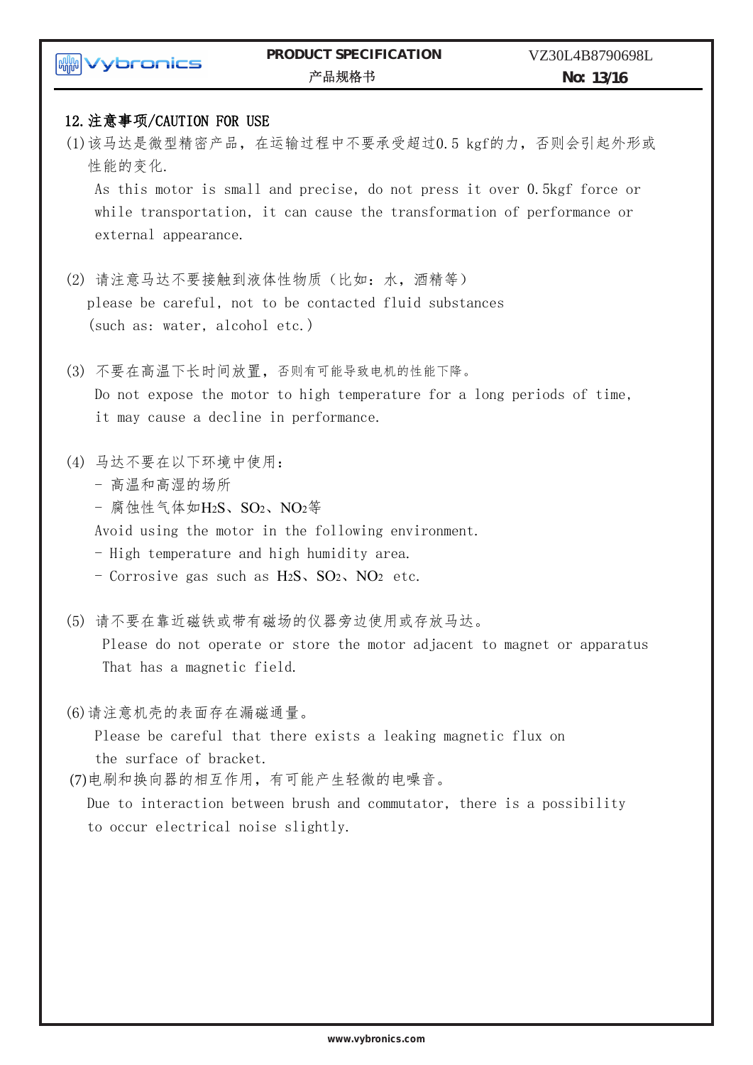## 12. 注意事项/CAUTION FOR USE

(1) 该马达是微型精密产品，在运输过程中不要承受超过0.5 kgf的力，否则会引起外形或性能的变化.

As this motor is small and precise, do not press it over 0.5kgf force or while transportation, it can cause the transformation of performance or external appearance.

(2) 请注意马达不要接触到液体性物质（比如：水，酒精等）

please be careful, not to be contacted fluid substances (such as: water, alcohol etc.)

(3) 不要在高温下长时间放置，否则有可能导致电机的性能下降。

Do not expose the motor to high temperature for a long periods of time, it may cause a decline in performance.

(4) 马达不要在以下环境中使用：

- 高温和高湿的场所
- 腐蚀性气体如$H_2S$、$SO_2$、$NO_2$等

Avoid using the motor in the following environment.

- High temperature and high humidity area.
- Corrosive gas such as $H_2S$、$SO_2$、$NO_2$ etc.

(5) 请不要在靠近磁铁或带有磁场的仪器旁边使用或存放马达。

Please do not operate or store the motor adjacent to magnet or apparatus That has a magnetic field.

(6) 请注意机壳的表面存在漏磁通量。

Please be careful that there exists a leaking magnetic flux on the surface of bracket.

(7) 电刷和换向器的相互作用，有可能产生轻微的电噪音。

Due to interaction between brush and commutator, there is a possibility to occur electrical noise slightly.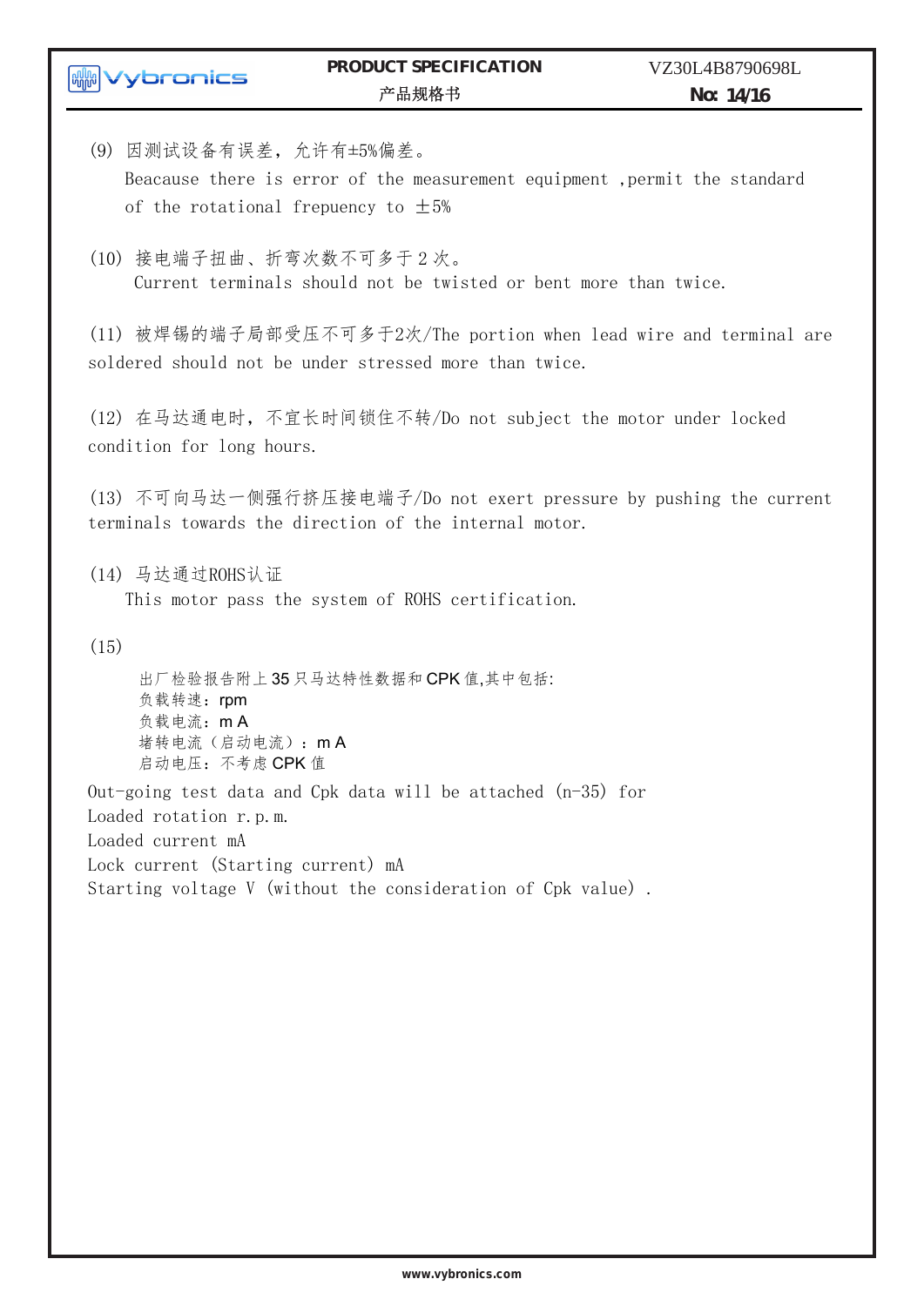(9) 因测试设备有误差，允许有±5%偏差。

Beacause there is error of the measurement equipment ,permit the standard of the rotational frepuency to ±5%

(10) 接电端子扭曲、折弯次数不可多于 2 次。

Current terminals should not be twisted or bent more than twice.

(11) 被焊锡的端子局部受压不可多于2次/The portion when lead wire and terminal are soldered should not be under stressed more than twice.

(12) 在马达通电时，不宜长时间锁住不转/Do not subject the motor under locked condition for long hours.

(13) 不可向马达一侧强行挤压接电端子/Do not exert pressure by pushing the current terminals towards the direction of the internal motor.

(14) 马达通过ROHS认证

This motor pass the system of ROHS certification.

(15)

出厂检验报告附上 35 只马达特性数据和 CPK 值,其中包括:
负载转速：rpm
负载电流：m A
堵转电流（启动电流）：m A
启动电压：不考虑 CPK 值

Out-going test data and Cpk data will be attached (n-35) for
Loaded rotation r.p.m.
Loaded current mA
Lock current (Starting current) mA
Starting voltage V (without the consideration of Cpk value) .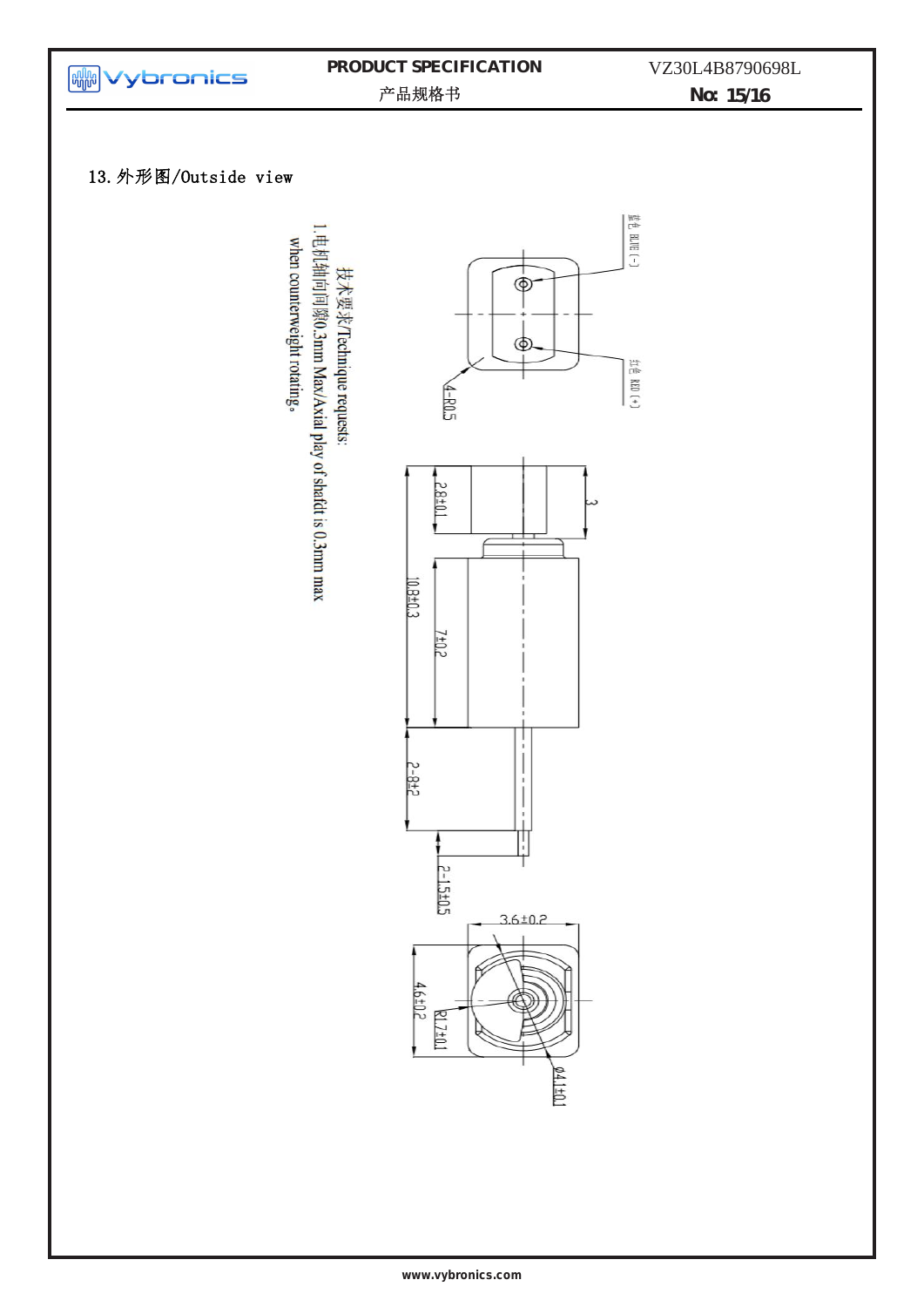## 13. 外形图/Outside view

技术要求/Technique requests:

1. 电机轴向间隙0.3mm Max/Axial play of shaft is 0.3mm max when counterweight rotating。

蓝色 BLUE (-)

红色 RED (+)

4-R0.5

2.8±0.1

3

10.8±0.3

7±0.2

2-8±2

2-1.5±0.5

3.6±0.2

4.6±0.2

R1.7±0.1

Ø4.1±0.1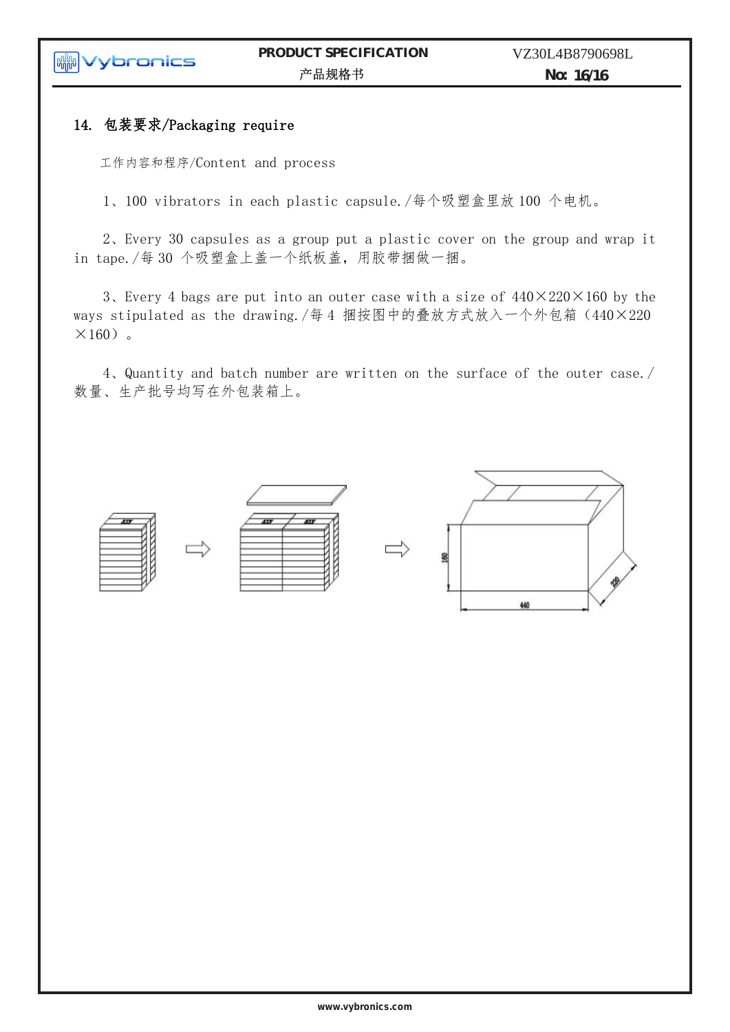## 14. 包装要求/Packaging require

工作内容和程序/Content and process

1、100 vibrators in each plastic capsule./每个吸塑盒里放 100 个电机。

2、Every 30 capsules as a group put a plastic cover on the group and wrap it in tape./每 30 个吸塑盒上盖一个纸板盖，用胶带捆做一捆。

3、Every 4 bags are put into an outer case with a size of 440×220×160 by the ways stipulated as the drawing./每 4 捆按图中的叠放方式放入一个外包箱（440×220×160）。

4、Quantity and batch number are written on the surface of the outer case./数量、生产批号均写在外包装箱上。

160

440

220